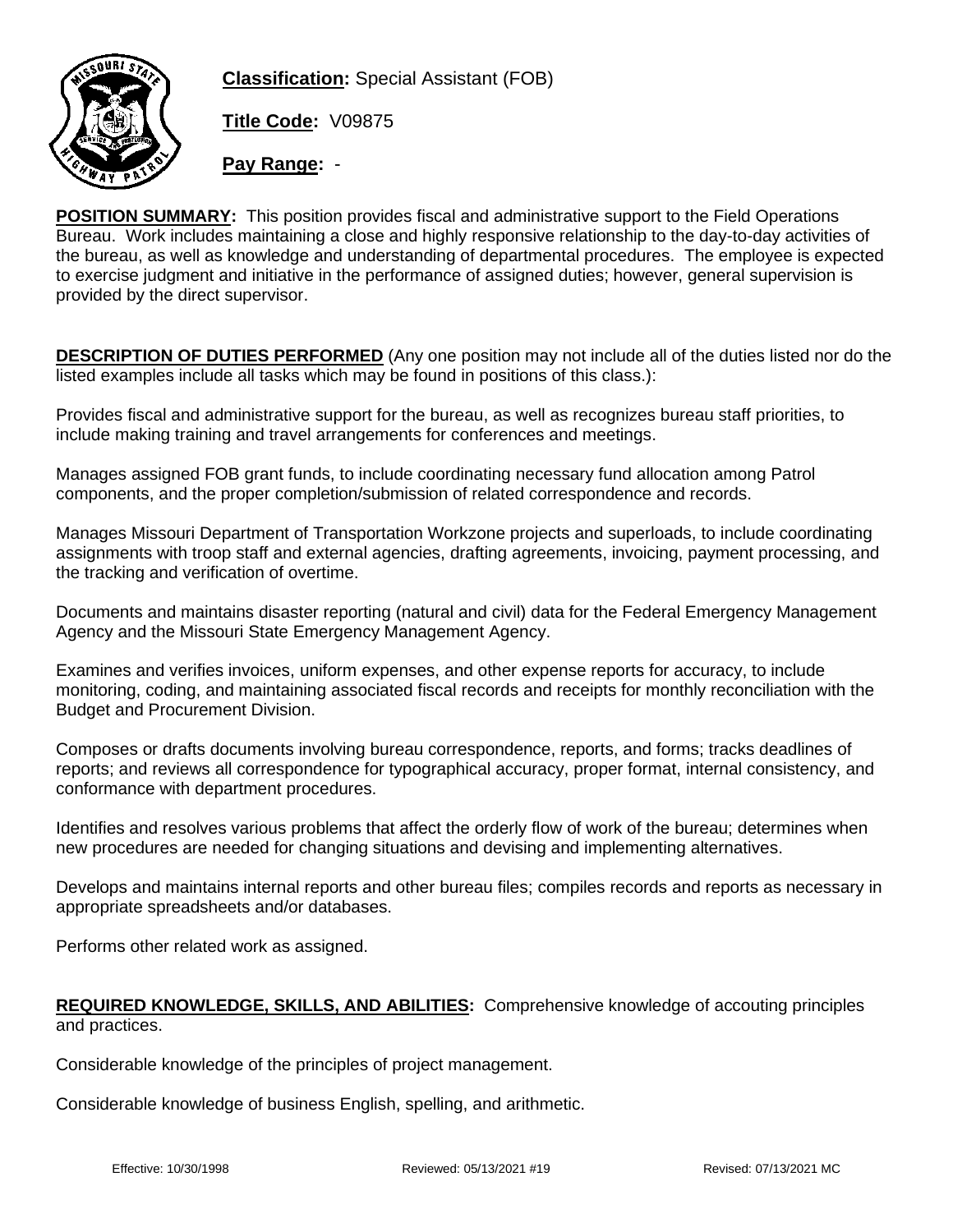**Classification:** Special Assistant (FOB)

**Title Code:** V09875

**Pay Range:** -

**POSITION SUMMARY:** This position provides fiscal and administrative support to the Field Operations Bureau. Work includes maintaining a close and highly responsive relationship to the day-to-day activities of the bureau, as well as knowledge and understanding of departmental procedures. The employee is expected to exercise judgment and initiative in the performance of assigned duties; however, general supervision is provided by the direct supervisor.

**DESCRIPTION OF DUTIES PERFORMED** (Any one position may not include all of the duties listed nor do the listed examples include all tasks which may be found in positions of this class.):

Provides fiscal and administrative support for the bureau, as well as recognizes bureau staff priorities, to include making training and travel arrangements for conferences and meetings.

Manages assigned FOB grant funds, to include coordinating necessary fund allocation among Patrol components, and the proper completion/submission of related correspondence and records.

Manages Missouri Department of Transportation Workzone projects and superloads, to include coordinating assignments with troop staff and external agencies, drafting agreements, invoicing, payment processing, and the tracking and verification of overtime.

Documents and maintains disaster reporting (natural and civil) data for the Federal Emergency Management Agency and the Missouri State Emergency Management Agency.

Examines and verifies invoices, uniform expenses, and other expense reports for accuracy, to include monitoring, coding, and maintaining associated fiscal records and receipts for monthly reconciliation with the Budget and Procurement Division.

Composes or drafts documents involving bureau correspondence, reports, and forms; tracks deadlines of reports; and reviews all correspondence for typographical accuracy, proper format, internal consistency, and conformance with department procedures.

Identifies and resolves various problems that affect the orderly flow of work of the bureau; determines when new procedures are needed for changing situations and devising and implementing alternatives.

Develops and maintains internal reports and other bureau files; compiles records and reports as necessary in appropriate spreadsheets and/or databases.

Performs other related work as assigned.

**REQUIRED KNOWLEDGE, SKILLS, AND ABILITIES:** Comprehensive knowledge of accouting principles and practices.

Considerable knowledge of the principles of project management.

Considerable knowledge of business English, spelling, and arithmetic.

Effective: 10/30/1998 Reviewed: 05/13/2021 #19 Revised: 07/13/2021 MC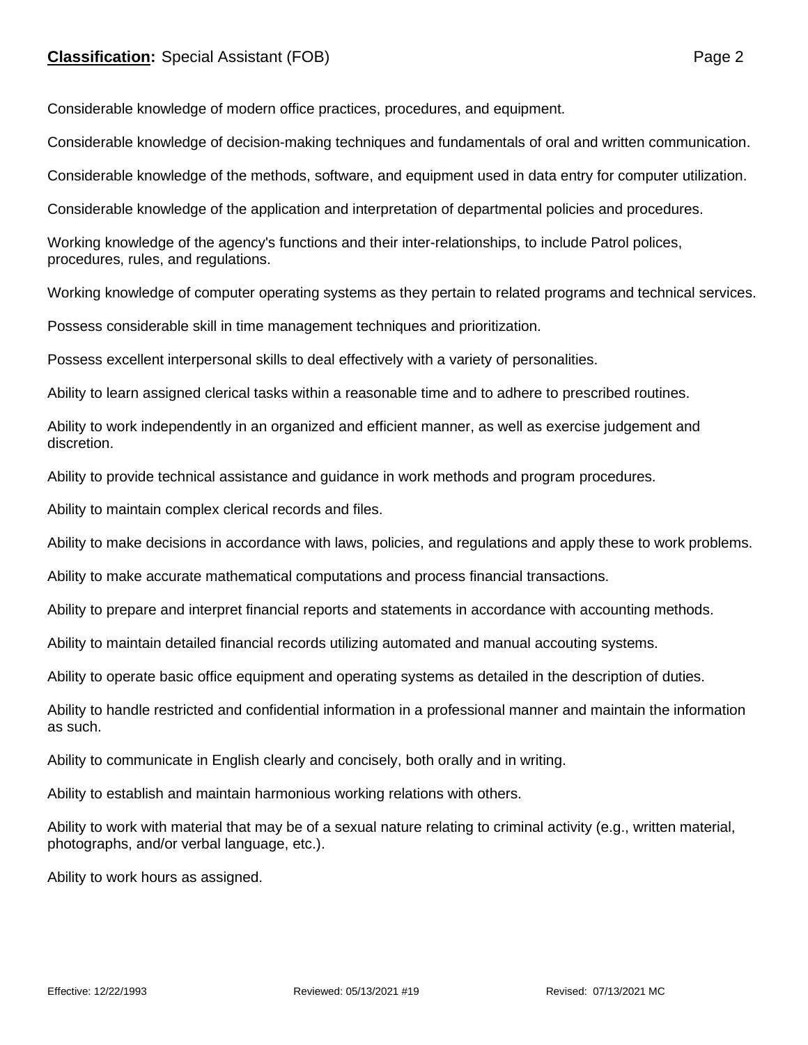Considerable knowledge of modern office practices, procedures, and equipment.

Considerable knowledge of decision-making techniques and fundamentals of oral and written communication.

Considerable knowledge of the methods, software, and equipment used in data entry for computer utilization.

Considerable knowledge of the application and interpretation of departmental policies and procedures.

Working knowledge of the agency's functions and their inter-relationships, to include Patrol polices, procedures, rules, and regulations.

Working knowledge of computer operating systems as they pertain to related programs and technical services.

Possess considerable skill in time management techniques and prioritization.

Possess excellent interpersonal skills to deal effectively with a variety of personalities.

Ability to learn assigned clerical tasks within a reasonable time and to adhere to prescribed routines.

Ability to work independently in an organized and efficient manner, as well as exercise judgement and discretion.

Ability to provide technical assistance and guidance in work methods and program procedures.

Ability to maintain complex clerical records and files.

Ability to make decisions in accordance with laws, policies, and regulations and apply these to work problems.

Ability to make accurate mathematical computations and process financial transactions.

Ability to prepare and interpret financial reports and statements in accordance with accounting methods.

Ability to maintain detailed financial records utilizing automated and manual accouting systems.

Ability to operate basic office equipment and operating systems as detailed in the description of duties.

Ability to handle restricted and confidential information in a professional manner and maintain the information as such.

Ability to communicate in English clearly and concisely, both orally and in writing.

Ability to establish and maintain harmonious working relations with others.

Ability to work with material that may be of a sexual nature relating to criminal activity (e.g., written material, photographs, and/or verbal language, etc.).

Ability to work hours as assigned.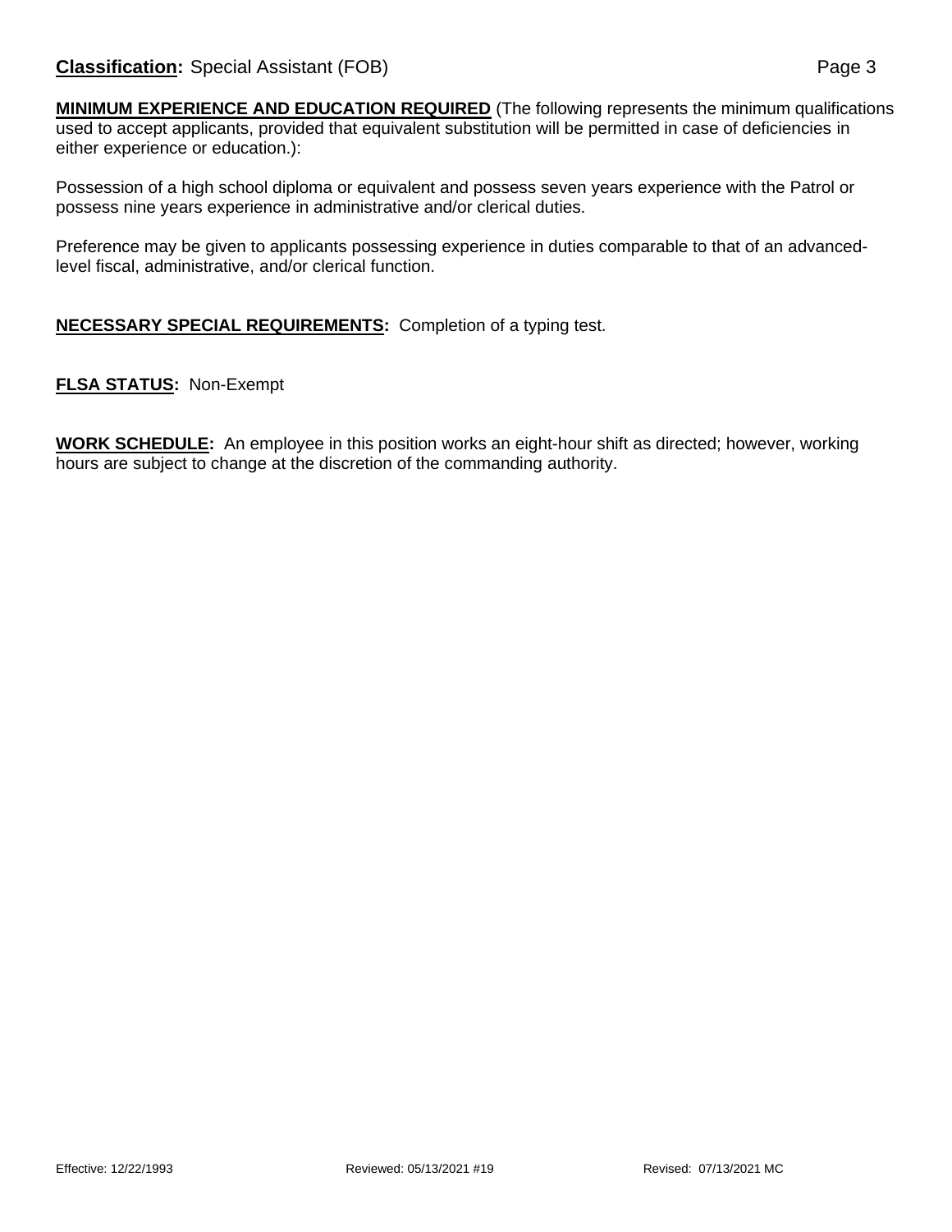**MINIMUM EXPERIENCE AND EDUCATION REQUIRED** (The following represents the minimum qualifications used to accept applicants, provided that equivalent substitution will be permitted in case of deficiencies in either experience or education.):

Possession of a high school diploma or equivalent and possess seven years experience with the Patrol or possess nine years experience in administrative and/or clerical duties.

Preference may be given to applicants possessing experience in duties comparable to that of an advanced-level fiscal, administrative, and/or clerical function.

**NECESSARY SPECIAL REQUIREMENTS:** Completion of a typing test.

**FLSA STATUS:** Non-Exempt

**WORK SCHEDULE:** An employee in this position works an eight-hour shift as directed; however, working hours are subject to change at the discretion of the commanding authority.

Effective: 12/22/1993 Reviewed: 05/13/2021 #19 Revised: 07/13/2021 MC